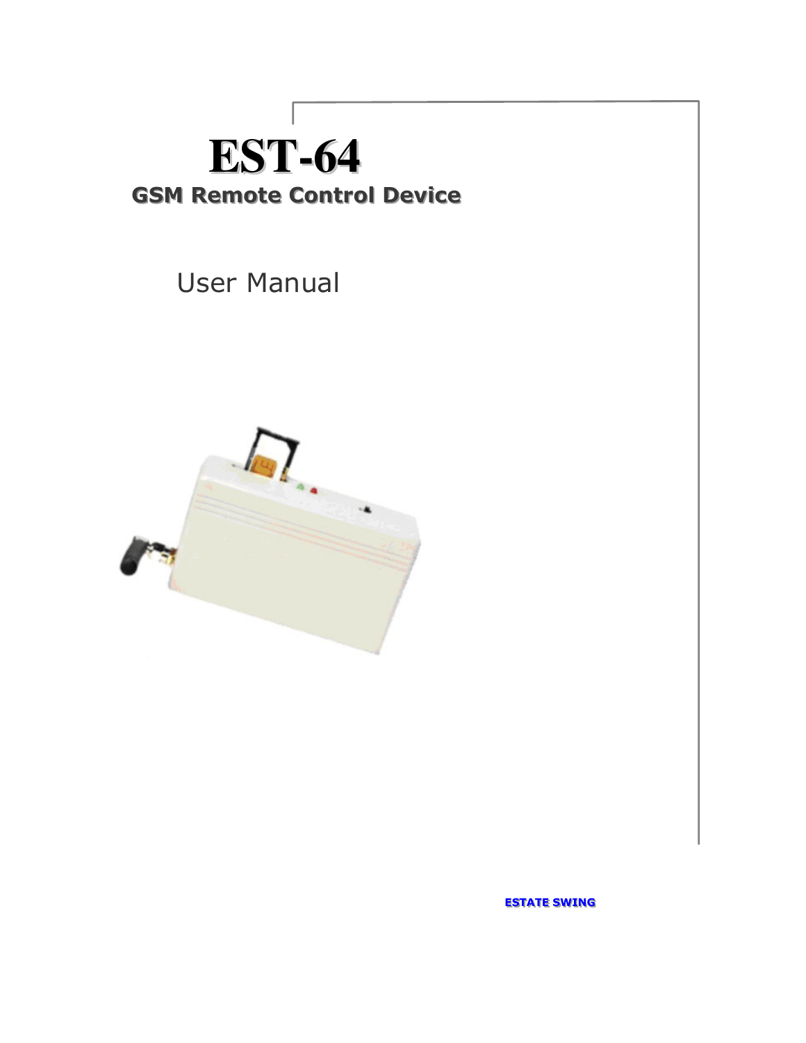# EST-64

## GSM Remote Control Device

User Manual

ESTATE SWING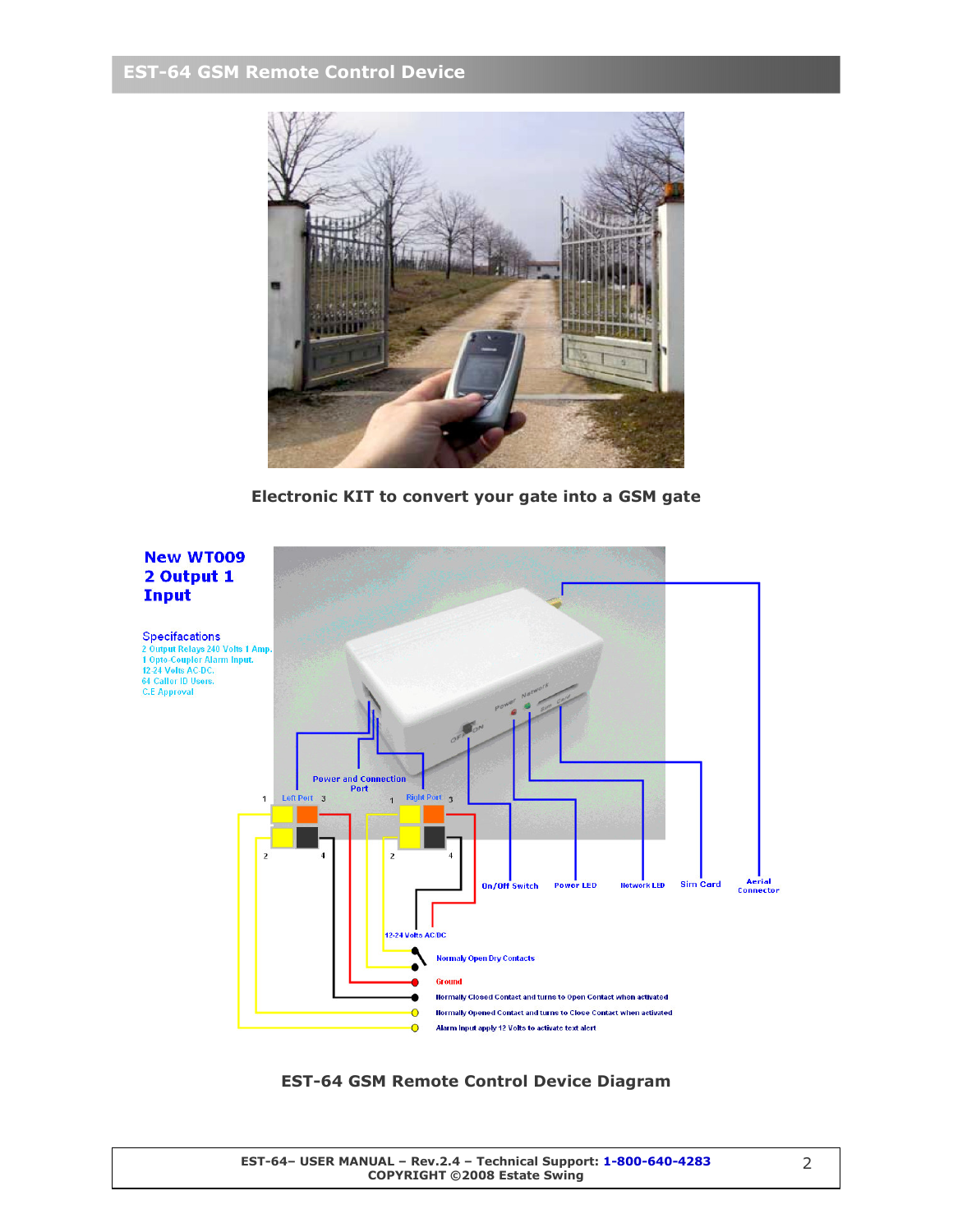Electronic KIT to convert your gate into a GSM gate

**New WT009**
**2 Output 1 Input**

Specifacations
2 Output Relays 240 Volts 1 Amp.
1 Opto-Coupler Alarm Input.
12-24 Volts AC-DC.
64 Caller ID Users.
C.E Approval

Power and Connection Port

Left Port — Right Port

On/Off Switch — Power LED — Network LED — Sim Card — Aerial Connector

12-24 Volts AC/DC

Normaly Open Dry Contacts

Ground

Normally Closed Contact and turns to Open Contact when activated

Normally Opened Contact and turns to Close Contact when activated

Alarm input apply 12 Volts to activate text alert

**EST-64 GSM Remote Control Device Diagram**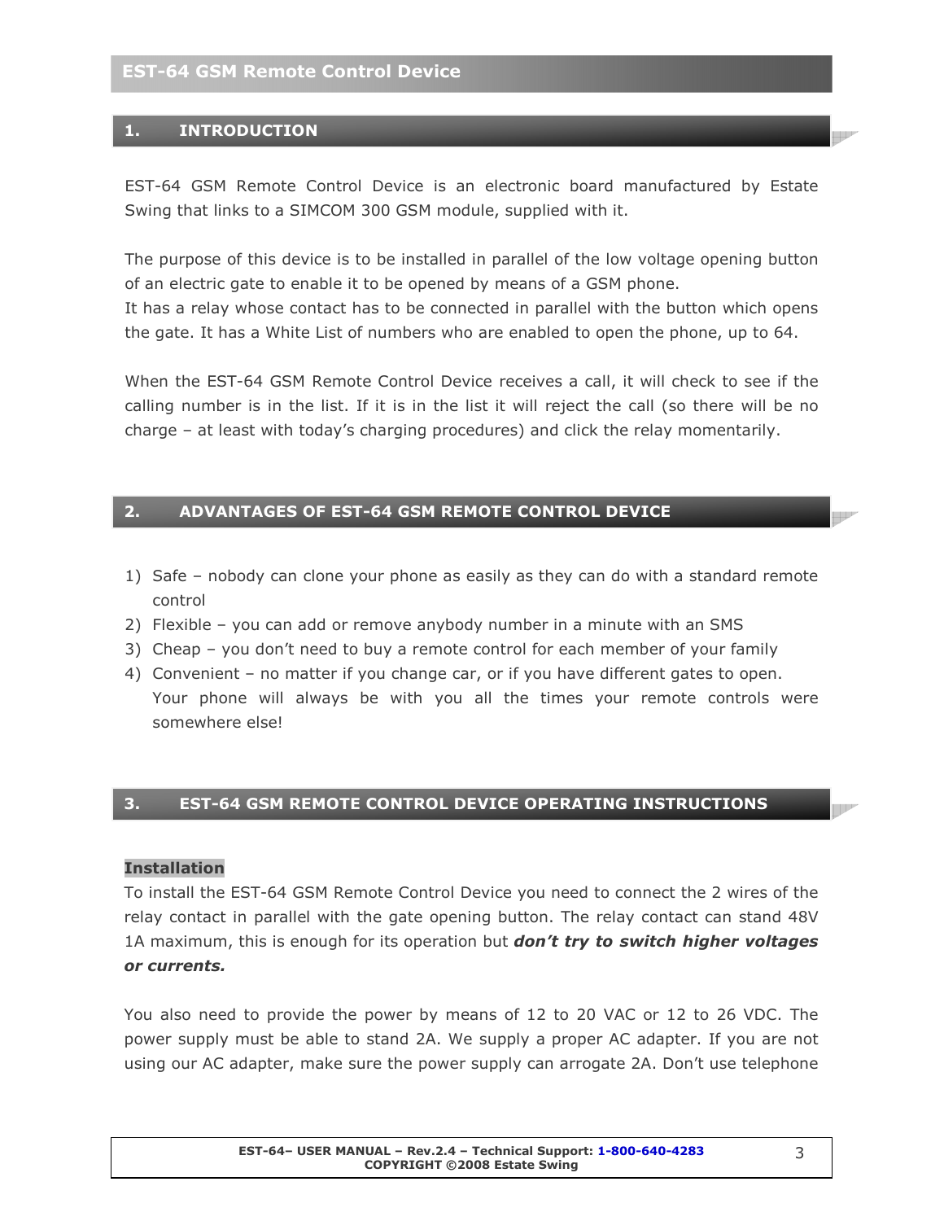# EST-64 GSM Remote Control Device

## 1. INTRODUCTION

EST-64 GSM Remote Control Device is an electronic board manufactured by Estate Swing that links to a SIMCOM 300 GSM module, supplied with it.

The purpose of this device is to be installed in parallel of the low voltage opening button of an electric gate to enable it to be opened by means of a GSM phone.
It has a relay whose contact has to be connected in parallel with the button which opens the gate. It has a White List of numbers who are enabled to open the phone, up to 64.

When the EST-64 GSM Remote Control Device receives a call, it will check to see if the calling number is in the list. If it is in the list it will reject the call (so there will be no charge – at least with today's charging procedures) and click the relay momentarily.

## 2. ADVANTAGES OF EST-64 GSM REMOTE CONTROL DEVICE

1) Safe – nobody can clone your phone as easily as they can do with a standard remote control
2) Flexible – you can add or remove anybody number in a minute with an SMS
3) Cheap – you don't need to buy a remote control for each member of your family
4) Convenient – no matter if you change car, or if you have different gates to open. Your phone will always be with you all the times your remote controls were somewhere else!

## 3. EST-64 GSM REMOTE CONTROL DEVICE OPERATING INSTRUCTIONS

**Installation**

To install the EST-64 GSM Remote Control Device you need to connect the 2 wires of the relay contact in parallel with the gate opening button. The relay contact can stand 48V 1A maximum, this is enough for its operation but ***don't try to switch higher voltages or currents.***

You also need to provide the power by means of 12 to 20 VAC or 12 to 26 VDC. The power supply must be able to stand 2A. We supply a proper AC adapter. If you are not using our AC adapter, make sure the power supply can arrogate 2A. Don't use telephone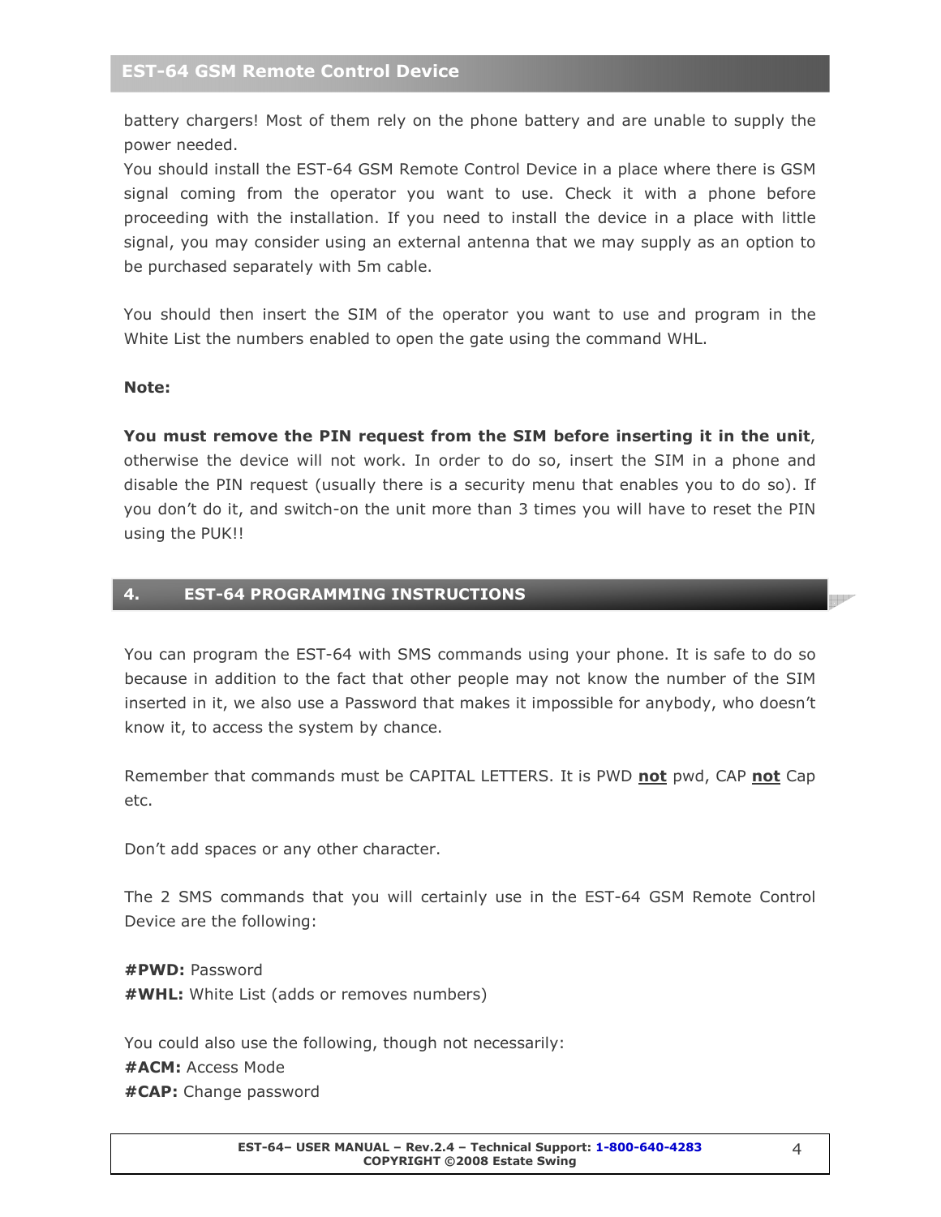battery chargers! Most of them rely on the phone battery and are unable to supply the power needed.

You should install the EST-64 GSM Remote Control Device in a place where there is GSM signal coming from the operator you want to use. Check it with a phone before proceeding with the installation. If you need to install the device in a place with little signal, you may consider using an external antenna that we may supply as an option to be purchased separately with 5m cable.

You should then insert the SIM of the operator you want to use and program in the White List the numbers enabled to open the gate using the command WHL.

**Note:**

**You must remove the PIN request from the SIM before inserting it in the unit**, otherwise the device will not work. In order to do so, insert the SIM in a phone and disable the PIN request (usually there is a security menu that enables you to do so). If you don't do it, and switch-on the unit more than 3 times you will have to reset the PIN using the PUK!!

## 4. EST-64 PROGRAMMING INSTRUCTIONS

You can program the EST-64 with SMS commands using your phone. It is safe to do so because in addition to the fact that other people may not know the number of the SIM inserted in it, we also use a Password that makes it impossible for anybody, who doesn't know it, to access the system by chance.

Remember that commands must be CAPITAL LETTERS. It is PWD **not** pwd, CAP **not** Cap etc.

Don't add spaces or any other character.

The 2 SMS commands that you will certainly use in the EST-64 GSM Remote Control Device are the following:

**#PWD:** Password
**#WHL:** White List (adds or removes numbers)

You could also use the following, though not necessarily:
**#ACM:** Access Mode
**#CAP:** Change password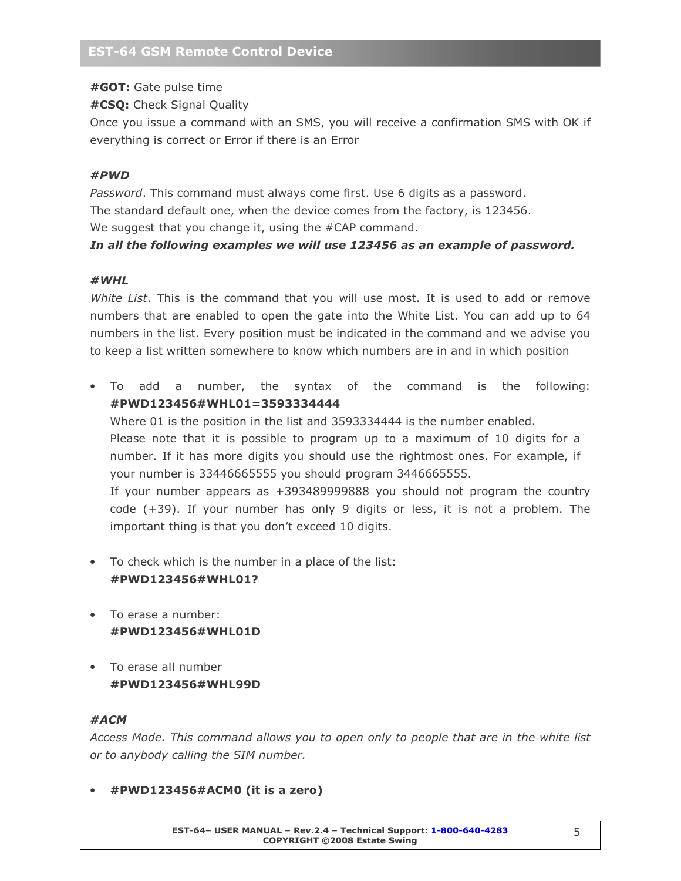**#GOT:** Gate pulse time

**#CSQ:** Check Signal Quality

Once you issue a command with an SMS, you will receive a confirmation SMS with OK if everything is correct or Error if there is an Error

### *#PWD*

*Password*. This command must always come first. Use 6 digits as a password.
The standard default one, when the device comes from the factory, is 123456.
We suggest that you change it, using the #CAP command.

***In all the following examples we will use 123456 as an example of password.***

### *#WHL*

*White List*. This is the command that you will use most. It is used to add or remove numbers that are enabled to open the gate into the White List. You can add up to 64 numbers in the list. Every position must be indicated in the command and we advise you to keep a list written somewhere to know which numbers are in and in which position

- To add a number, the syntax of the command is the following: **#PWD123456#WHL01=3593334444**
  Where 01 is the position in the list and 3593334444 is the number enabled.
  Please note that it is possible to program up to a maximum of 10 digits for a number. If it has more digits you should use the rightmost ones. For example, if your number is 33446665555 you should program 3446665555.
  If your number appears as +393489999888 you should not program the country code (+39). If your number has only 9 digits or less, it is not a problem. The important thing is that you don't exceed 10 digits.

- To check which is the number in a place of the list:
  **#PWD123456#WHL01?**

- To erase a number:
  **#PWD123456#WHL01D**

- To erase all number
  **#PWD123456#WHL99D**

### *#ACM*

*Access Mode. This command allows you to open only to people that are in the white list or to anybody calling the SIM number.*

- **#PWD123456#ACM0 (it is a zero)**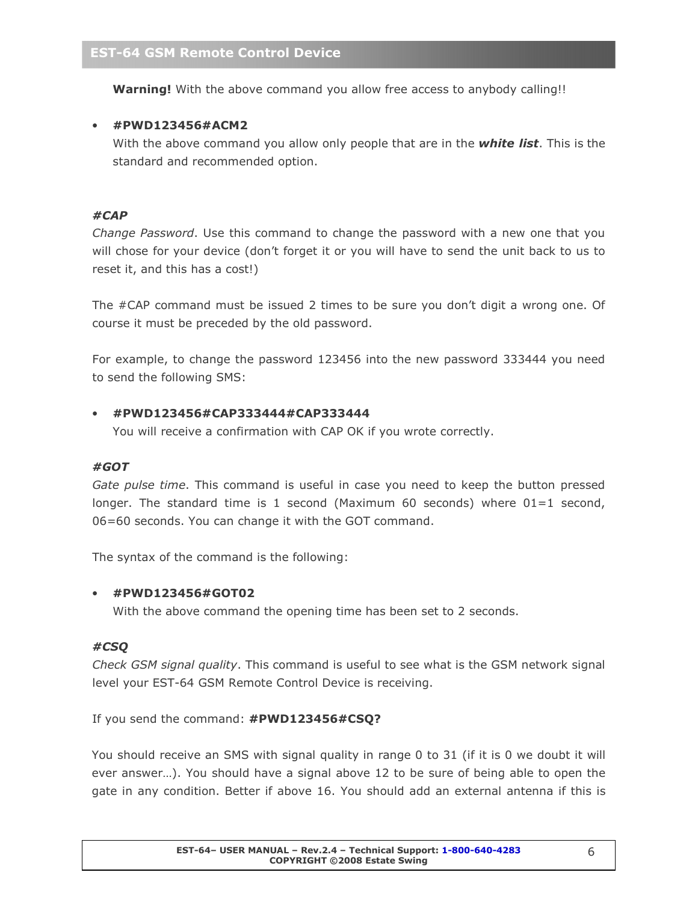**Warning!** With the above command you allow free access to anybody calling!!

- **#PWD123456#ACM2**
  With the above command you allow only people that are in the ***white list***. This is the standard and recommended option.

***#CAP***

*Change Password*. Use this command to change the password with a new one that you will chose for your device (don't forget it or you will have to send the unit back to us to reset it, and this has a cost!)

The #CAP command must be issued 2 times to be sure you don't digit a wrong one. Of course it must be preceded by the old password.

For example, to change the password 123456 into the new password 333444 you need to send the following SMS:

- **#PWD123456#CAP333444#CAP333444**
  You will receive a confirmation with CAP OK if you wrote correctly.

***#GOT***

*Gate pulse time*. This command is useful in case you need to keep the button pressed longer. The standard time is 1 second (Maximum 60 seconds) where 01=1 second, 06=60 seconds. You can change it with the GOT command.

The syntax of the command is the following:

- **#PWD123456#GOT02**
  With the above command the opening time has been set to 2 seconds.

***#CSQ***

*Check GSM signal quality*. This command is useful to see what is the GSM network signal level your EST-64 GSM Remote Control Device is receiving.

If you send the command: **#PWD123456#CSQ?**

You should receive an SMS with signal quality in range 0 to 31 (if it is 0 we doubt it will ever answer…). You should have a signal above 12 to be sure of being able to open the gate in any condition. Better if above 16. You should add an external antenna if this is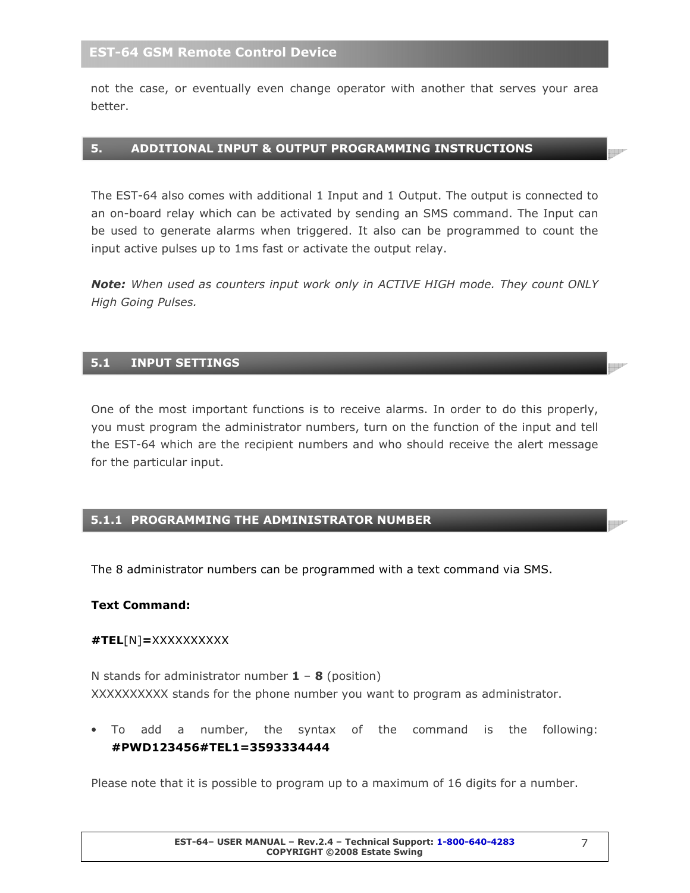not the case, or eventually even change operator with another that serves your area better.

## 5. ADDITIONAL INPUT & OUTPUT PROGRAMMING INSTRUCTIONS

The EST-64 also comes with additional 1 Input and 1 Output. The output is connected to an on-board relay which can be activated by sending an SMS command. The Input can be used to generate alarms when triggered. It also can be programmed to count the input active pulses up to 1ms fast or activate the output relay.

***Note:*** *When used as counters input work only in ACTIVE HIGH mode. They count ONLY High Going Pulses.*

## 5.1 INPUT SETTINGS

One of the most important functions is to receive alarms. In order to do this properly, you must program the administrator numbers, turn on the function of the input and tell the EST-64 which are the recipient numbers and who should receive the alert message for the particular input.

### 5.1.1 PROGRAMMING THE ADMINISTRATOR NUMBER

The 8 administrator numbers can be programmed with a text command via SMS.

**Text Command:**

**#TEL**[N]**=**XXXXXXXXXX

N stands for administrator number **1** – **8** (position)
XXXXXXXXXX stands for the phone number you want to program as administrator.

- To add a number, the syntax of the command is the following: **#PWD123456#TEL1=3593334444**

Please note that it is possible to program up to a maximum of 16 digits for a number.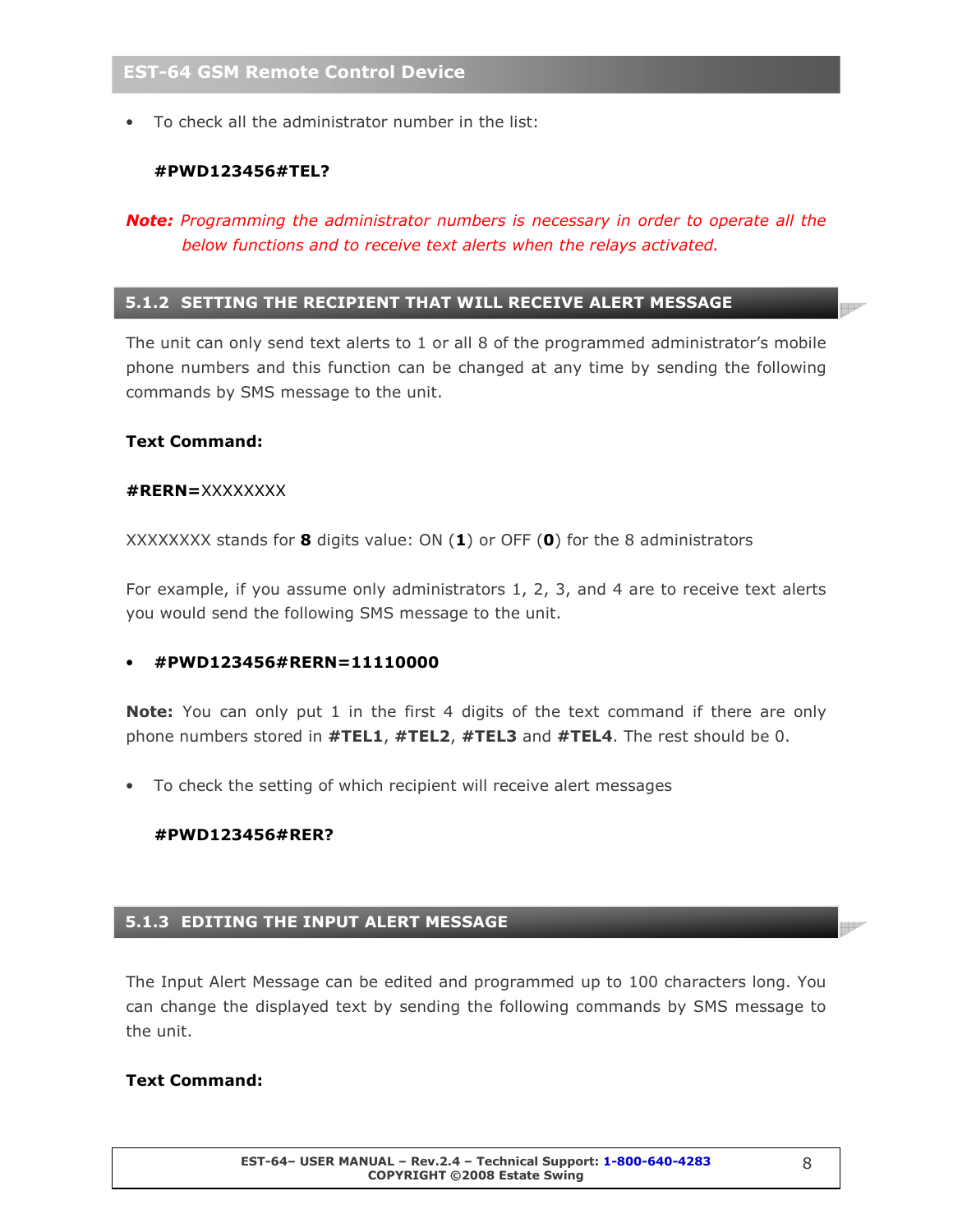- To check all the administrator number in the list:

  **#PWD123456#TEL?**

***Note:*** *Programming the administrator numbers is necessary in order to operate all the below functions and to receive text alerts when the relays activated.*

### 5.1.2 SETTING THE RECIPIENT THAT WILL RECEIVE ALERT MESSAGE

The unit can only send text alerts to 1 or all 8 of the programmed administrator's mobile phone numbers and this function can be changed at any time by sending the following commands by SMS message to the unit.

**Text Command:**

**#RERN=**XXXXXXXX

XXXXXXXX stands for **8** digits value: ON (**1**) or OFF (**0**) for the 8 administrators

For example, if you assume only administrators 1, 2, 3, and 4 are to receive text alerts you would send the following SMS message to the unit.

- **#PWD123456#RERN=11110000**

**Note:** You can only put 1 in the first 4 digits of the text command if there are only phone numbers stored in **#TEL1**, **#TEL2**, **#TEL3** and **#TEL4**. The rest should be 0.

- To check the setting of which recipient will receive alert messages

  **#PWD123456#RER?**

### 5.1.3 EDITING THE INPUT ALERT MESSAGE

The Input Alert Message can be edited and programmed up to 100 characters long. You can change the displayed text by sending the following commands by SMS message to the unit.

**Text Command:**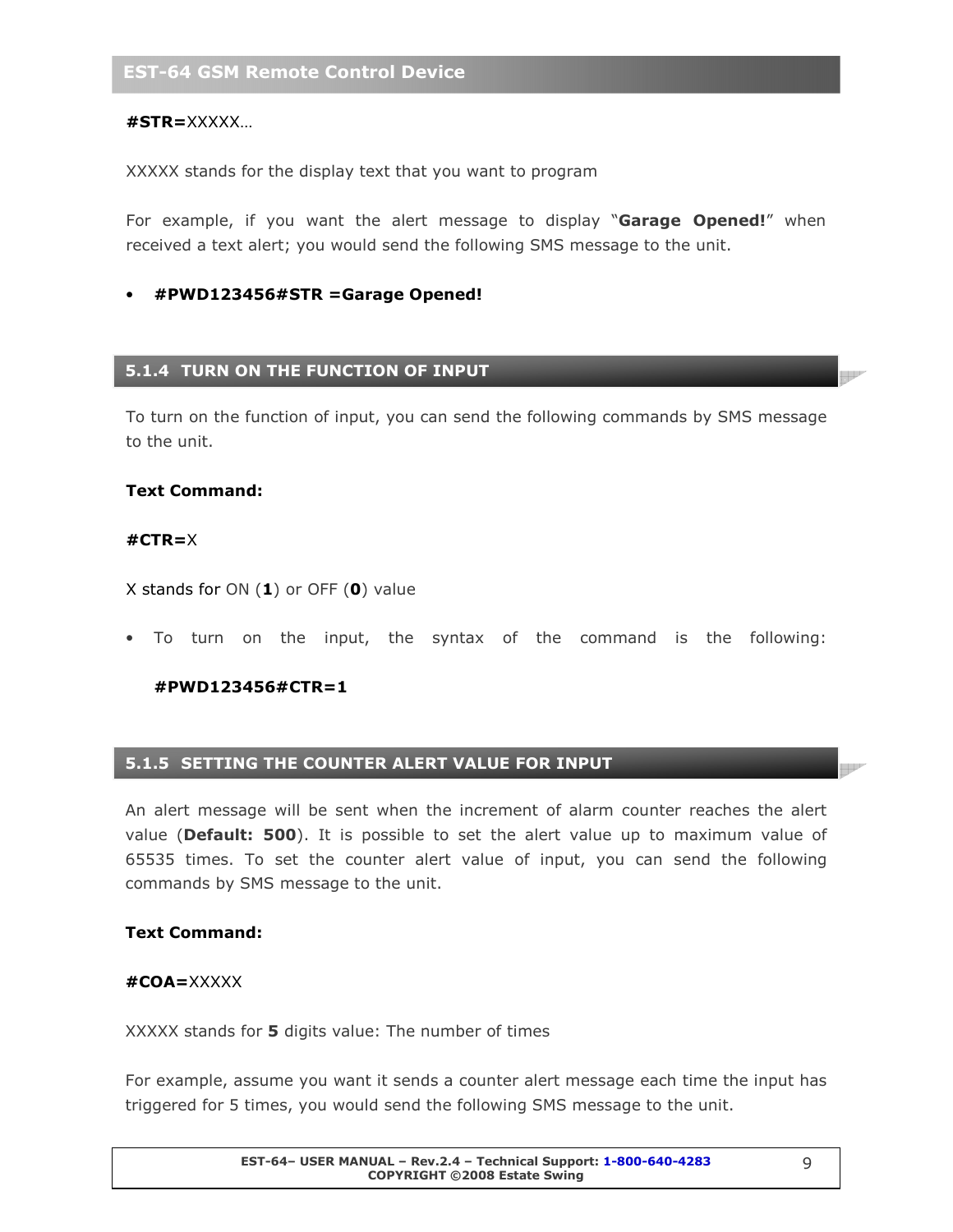**#STR=**XXXXX…

XXXXX stands for the display text that you want to program

For example, if you want the alert message to display "**Garage Opened!**" when received a text alert; you would send the following SMS message to the unit.

- **#PWD123456#STR =Garage Opened!**

### 5.1.4 TURN ON THE FUNCTION OF INPUT

To turn on the function of input, you can send the following commands by SMS message to the unit.

**Text Command:**

**#CTR=**X

X stands for ON (**1**) or OFF (**0**) value

- To turn on the input, the syntax of the command is the following:

  **#PWD123456#CTR=1**

### 5.1.5 SETTING THE COUNTER ALERT VALUE FOR INPUT

An alert message will be sent when the increment of alarm counter reaches the alert value (**Default: 500**). It is possible to set the alert value up to maximum value of 65535 times. To set the counter alert value of input, you can send the following commands by SMS message to the unit.

**Text Command:**

**#COA=**XXXXX

XXXXX stands for **5** digits value: The number of times

For example, assume you want it sends a counter alert message each time the input has triggered for 5 times, you would send the following SMS message to the unit.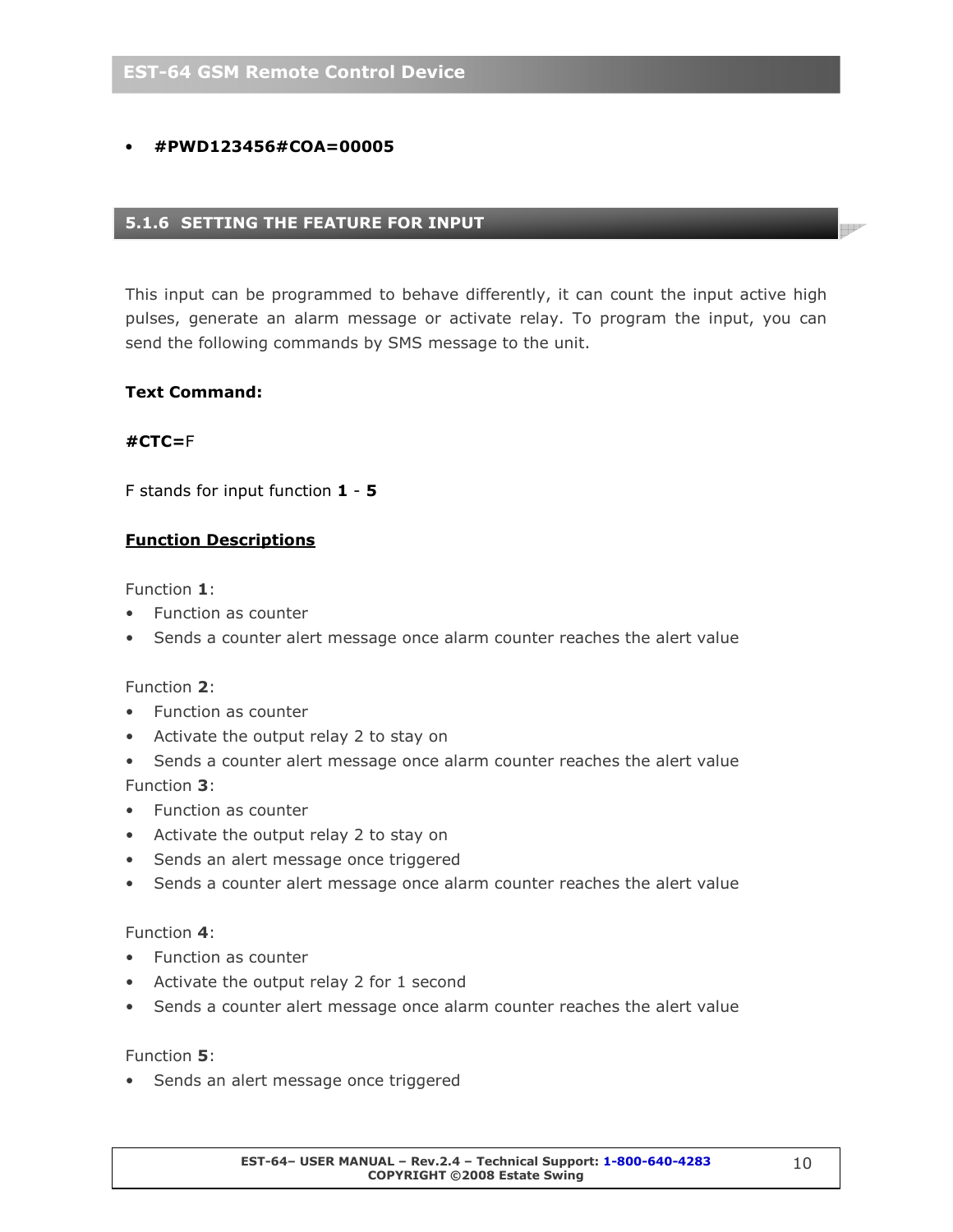- **#PWD123456#COA=00005**

### 5.1.6 SETTING THE FEATURE FOR INPUT

This input can be programmed to behave differently, it can count the input active high pulses, generate an alarm message or activate relay. To program the input, you can send the following commands by SMS message to the unit.

**Text Command:**

**#CTC=**F

F stands for input function **1** - **5**

**Function Descriptions**

Function **1**:

- Function as counter
- Sends a counter alert message once alarm counter reaches the alert value

Function **2**:

- Function as counter
- Activate the output relay 2 to stay on
- Sends a counter alert message once alarm counter reaches the alert value

Function **3**:

- Function as counter
- Activate the output relay 2 to stay on
- Sends an alert message once triggered
- Sends a counter alert message once alarm counter reaches the alert value

Function **4**:

- Function as counter
- Activate the output relay 2 for 1 second
- Sends a counter alert message once alarm counter reaches the alert value

Function **5**:

- Sends an alert message once triggered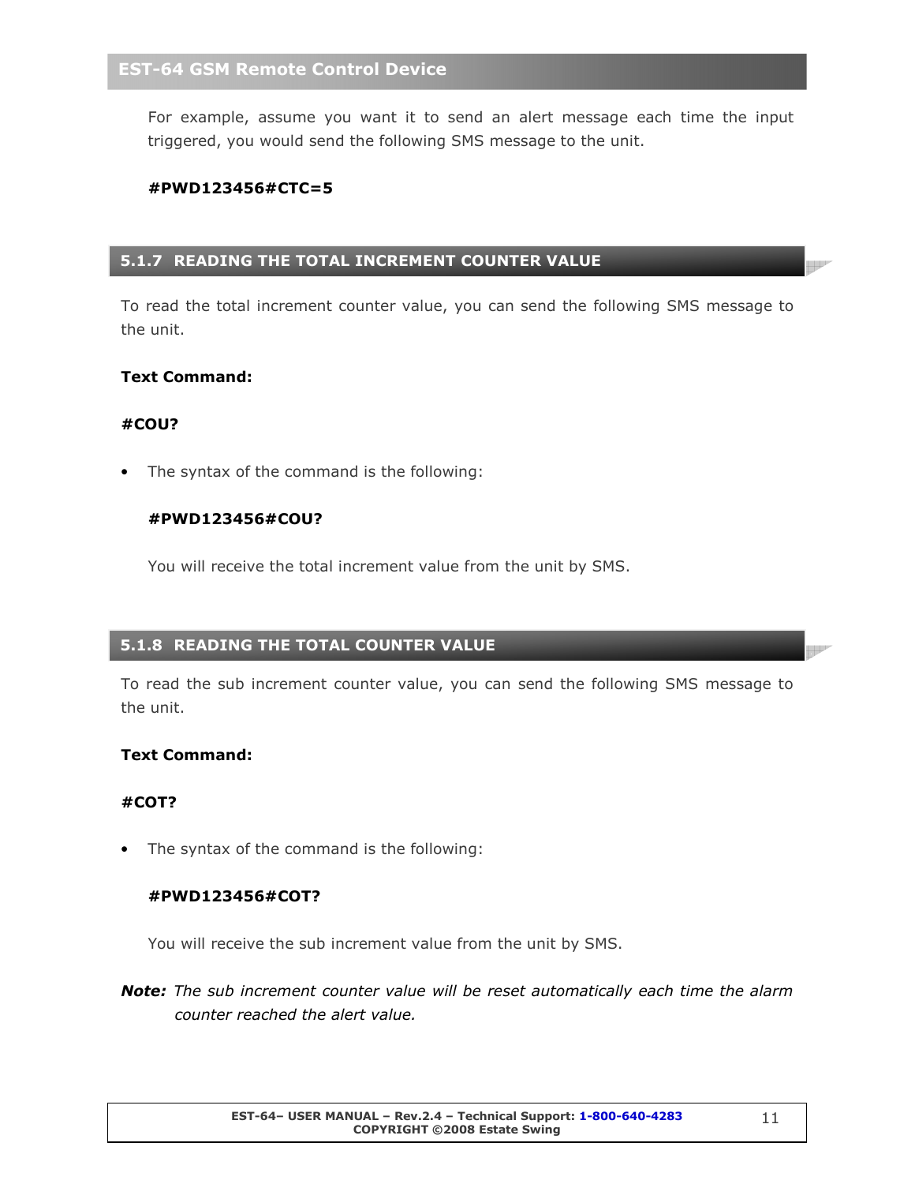For example, assume you want it to send an alert message each time the input triggered, you would send the following SMS message to the unit.

**#PWD123456#CTC=5**

### 5.1.7 READING THE TOTAL INCREMENT COUNTER VALUE

To read the total increment counter value, you can send the following SMS message to the unit.

**Text Command:**

**#COU?**

- The syntax of the command is the following:

  **#PWD123456#COU?**

  You will receive the total increment value from the unit by SMS.

### 5.1.8 READING THE TOTAL COUNTER VALUE

To read the sub increment counter value, you can send the following SMS message to the unit.

**Text Command:**

**#COT?**

- The syntax of the command is the following:

  **#PWD123456#COT?**

  You will receive the sub increment value from the unit by SMS.

***Note:*** *The sub increment counter value will be reset automatically each time the alarm counter reached the alert value.*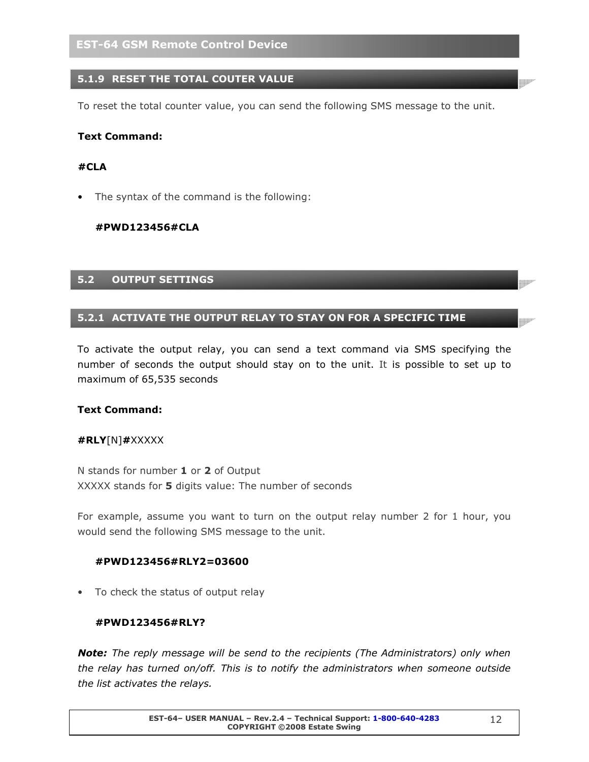### 5.1.9 RESET THE TOTAL COUTER VALUE

To reset the total counter value, you can send the following SMS message to the unit.

**Text Command:**

**#CLA**

- The syntax of the command is the following:

  **#PWD123456#CLA**

## 5.2 OUTPUT SETTINGS

### 5.2.1 ACTIVATE THE OUTPUT RELAY TO STAY ON FOR A SPECIFIC TIME

To activate the output relay, you can send a text command via SMS specifying the number of seconds the output should stay on to the unit. It is possible to set up to maximum of 65,535 seconds

**Text Command:**

**#RLY**[N]**#**XXXXX

N stands for number **1** or **2** of Output
XXXXX stands for **5** digits value: The number of seconds

For example, assume you want to turn on the output relay number 2 for 1 hour, you would send the following SMS message to the unit.

  **#PWD123456#RLY2=03600**

- To check the status of output relay

  **#PWD123456#RLY?**

***Note:*** *The reply message will be send to the recipients (The Administrators) only when the relay has turned on/off. This is to notify the administrators when someone outside the list activates the relays.*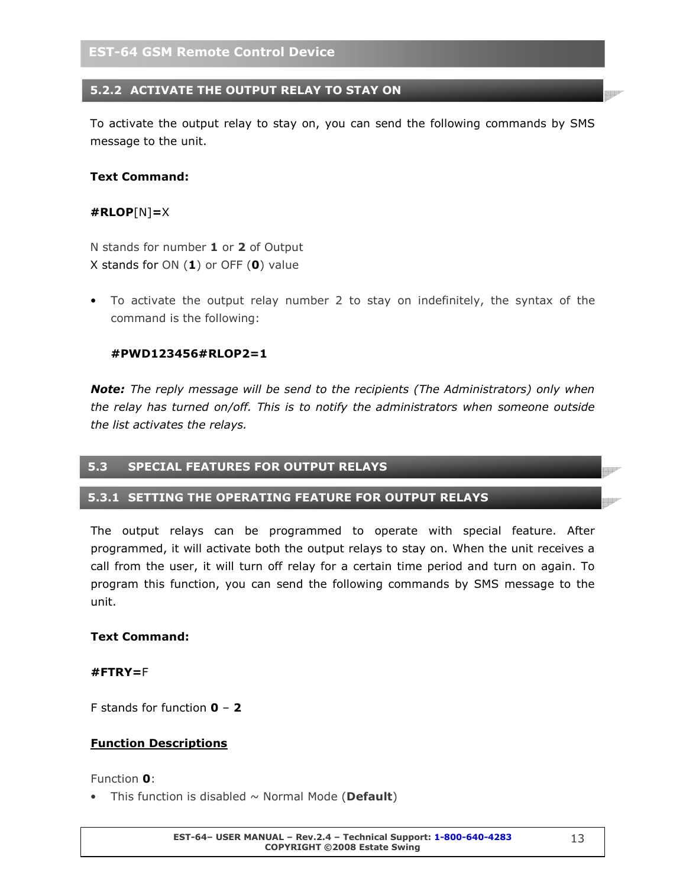### 5.2.2 ACTIVATE THE OUTPUT RELAY TO STAY ON

To activate the output relay to stay on, you can send the following commands by SMS message to the unit.

**Text Command:**

**#RLOP**[N]**=**X

N stands for number **1** or **2** of Output
X stands for ON (**1**) or OFF (**0**) value

- To activate the output relay number 2 to stay on indefinitely, the syntax of the command is the following:

  **#PWD123456#RLOP2=1**

***Note:*** *The reply message will be send to the recipients (The Administrators) only when the relay has turned on/off. This is to notify the administrators when someone outside the list activates the relays.*

## 5.3 SPECIAL FEATURES FOR OUTPUT RELAYS

### 5.3.1 SETTING THE OPERATING FEATURE FOR OUTPUT RELAYS

The output relays can be programmed to operate with special feature. After programmed, it will activate both the output relays to stay on. When the unit receives a call from the user, it will turn off relay for a certain time period and turn on again. To program this function, you can send the following commands by SMS message to the unit.

**Text Command:**

**#FTRY=**F

F stands for function **0** – **2**

**<u>Function Descriptions</u>**

Function **0**:

- This function is disabled ~ Normal Mode (**Default**)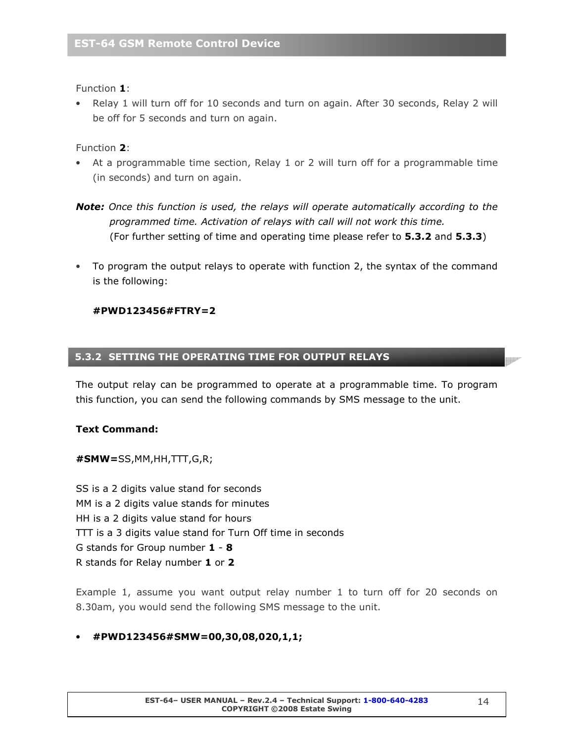Function **1**:

- Relay 1 will turn off for 10 seconds and turn on again. After 30 seconds, Relay 2 will be off for 5 seconds and turn on again.

Function **2**:

- At a programmable time section, Relay 1 or 2 will turn off for a programmable time (in seconds) and turn on again.

***Note:*** *Once this function is used, the relays will operate automatically according to the programmed time. Activation of relays with call will not work this time.*
(For further setting of time and operating time please refer to **5.3.2** and **5.3.3**)

- To program the output relays to operate with function 2, the syntax of the command is the following:

**#PWD123456#FTRY=2**

## 5.3.2 SETTING THE OPERATING TIME FOR OUTPUT RELAYS

The output relay can be programmed to operate at a programmable time. To program this function, you can send the following commands by SMS message to the unit.

**Text Command:**

**#SMW=**SS,MM,HH,TTT,G,R;

SS is a 2 digits value stand for seconds
MM is a 2 digits value stands for minutes
HH is a 2 digits value stand for hours
TTT is a 3 digits value stand for Turn Off time in seconds
G stands for Group number **1** - **8**
R stands for Relay number **1** or **2**

Example 1, assume you want output relay number 1 to turn off for 20 seconds on 8.30am, you would send the following SMS message to the unit.

- **#PWD123456#SMW=00,30,08,020,1,1;**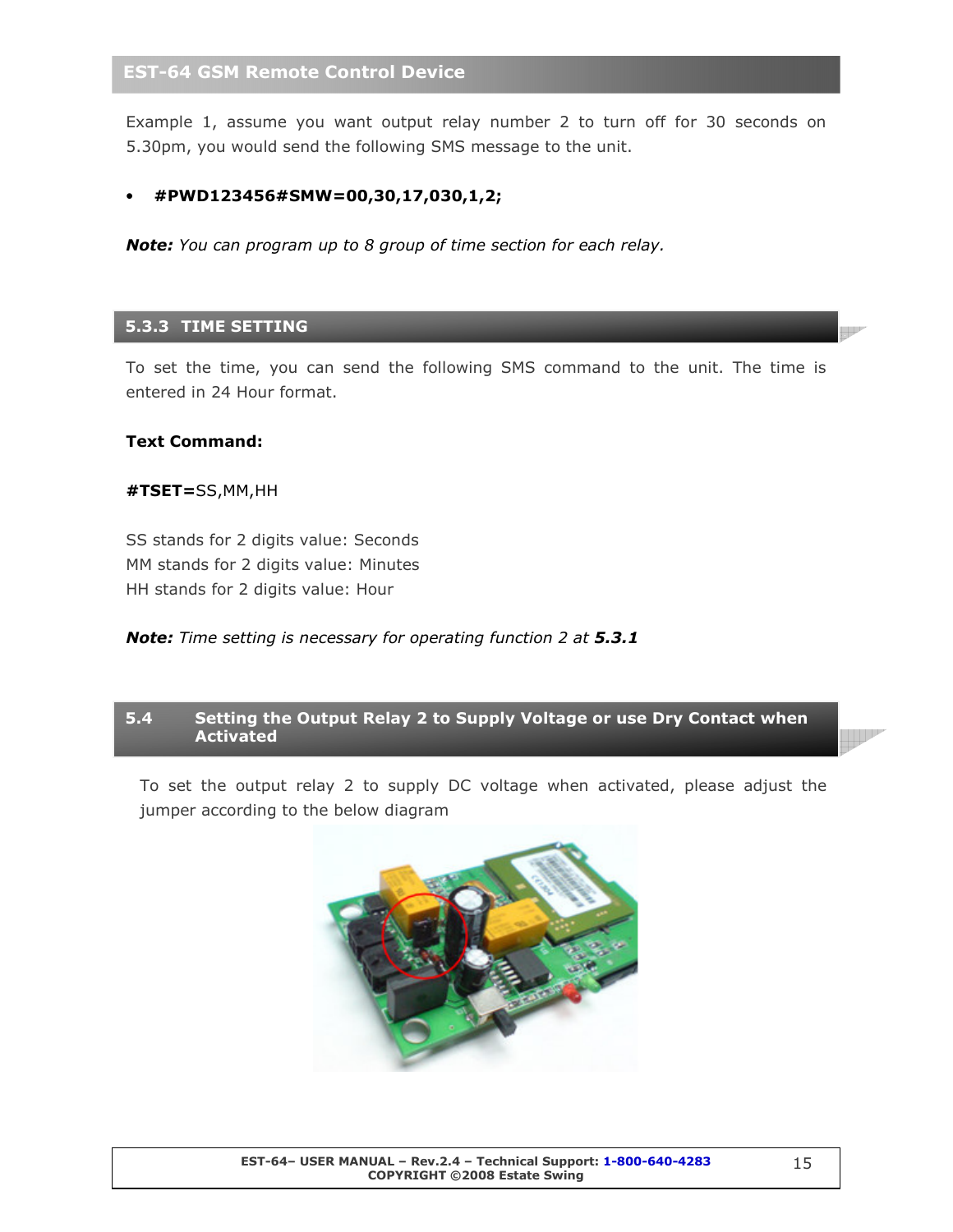Example 1, assume you want output relay number 2 to turn off for 30 seconds on 5.30pm, you would send the following SMS message to the unit.

- **#PWD123456#SMW=00,30,17,030,1,2;**

***Note:*** *You can program up to 8 group of time section for each relay.*

### 5.3.3 TIME SETTING

To set the time, you can send the following SMS command to the unit. The time is entered in 24 Hour format.

**Text Command:**

**#TSET=**SS,MM,HH

SS stands for 2 digits value: Seconds
MM stands for 2 digits value: Minutes
HH stands for 2 digits value: Hour

***Note:*** *Time setting is necessary for operating function 2 at* ***5.3.1***

## 5.4 Setting the Output Relay 2 to Supply Voltage or use Dry Contact when Activated

To set the output relay 2 to supply DC voltage when activated, please adjust the jumper according to the below diagram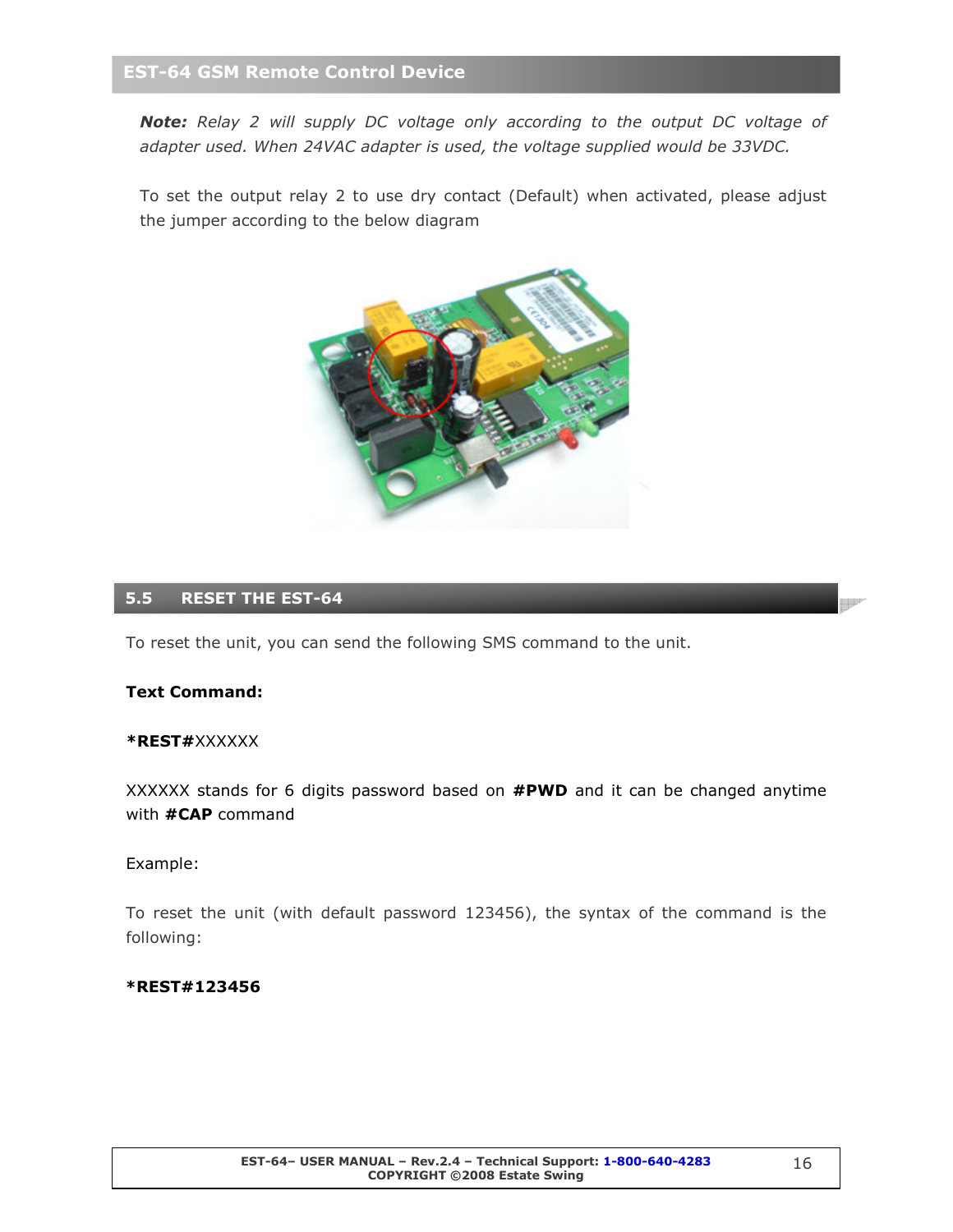**Note:** *Relay 2 will supply DC voltage only according to the output DC voltage of adapter used. When 24VAC adapter is used, the voltage supplied would be 33VDC.*

To set the output relay 2 to use dry contact (Default) when activated, please adjust the jumper according to the below diagram

## 5.5 RESET THE EST-64

To reset the unit, you can send the following SMS command to the unit.

**Text Command:**

***REST#**XXXXXX

XXXXXX stands for 6 digits password based on **#PWD** and it can be changed anytime with **#CAP** command

Example:

To reset the unit (with default password 123456), the syntax of the command is the following:

***REST#123456**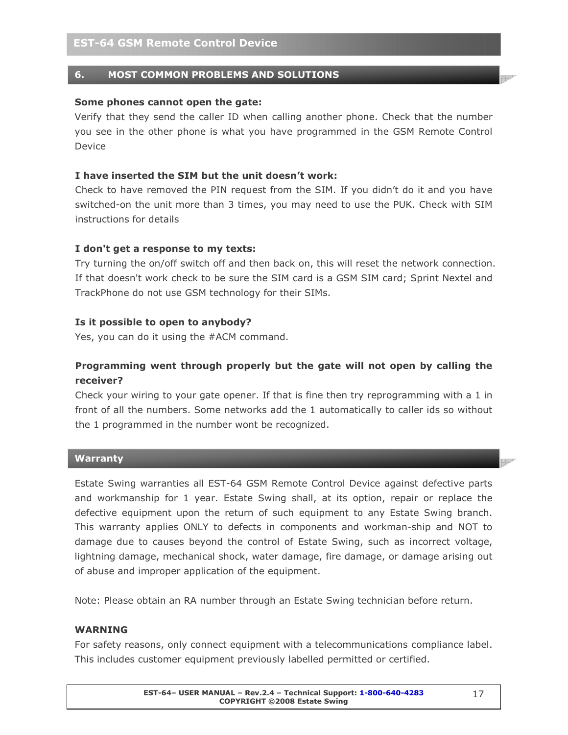## 6. MOST COMMON PROBLEMS AND SOLUTIONS

**Some phones cannot open the gate:**

Verify that they send the caller ID when calling another phone. Check that the number you see in the other phone is what you have programmed in the GSM Remote Control Device

**I have inserted the SIM but the unit doesn't work:**

Check to have removed the PIN request from the SIM. If you didn't do it and you have switched-on the unit more than 3 times, you may need to use the PUK. Check with SIM instructions for details

**I don't get a response to my texts:**

Try turning the on/off switch off and then back on, this will reset the network connection. If that doesn't work check to be sure the SIM card is a GSM SIM card; Sprint Nextel and TrackPhone do not use GSM technology for their SIMs.

**Is it possible to open to anybody?**

Yes, you can do it using the #ACM command.

**Programming went through properly but the gate will not open by calling the receiver?**

Check your wiring to your gate opener. If that is fine then try reprogramming with a 1 in front of all the numbers. Some networks add the 1 automatically to caller ids so without the 1 programmed in the number wont be recognized.

## Warranty

Estate Swing warranties all EST-64 GSM Remote Control Device against defective parts and workmanship for 1 year. Estate Swing shall, at its option, repair or replace the defective equipment upon the return of such equipment to any Estate Swing branch. This warranty applies ONLY to defects in components and workman-ship and NOT to damage due to causes beyond the control of Estate Swing, such as incorrect voltage, lightning damage, mechanical shock, water damage, fire damage, or damage arising out of abuse and improper application of the equipment.

Note: Please obtain an RA number through an Estate Swing technician before return.

**WARNING**

For safety reasons, only connect equipment with a telecommunications compliance label. This includes customer equipment previously labelled permitted or certified.